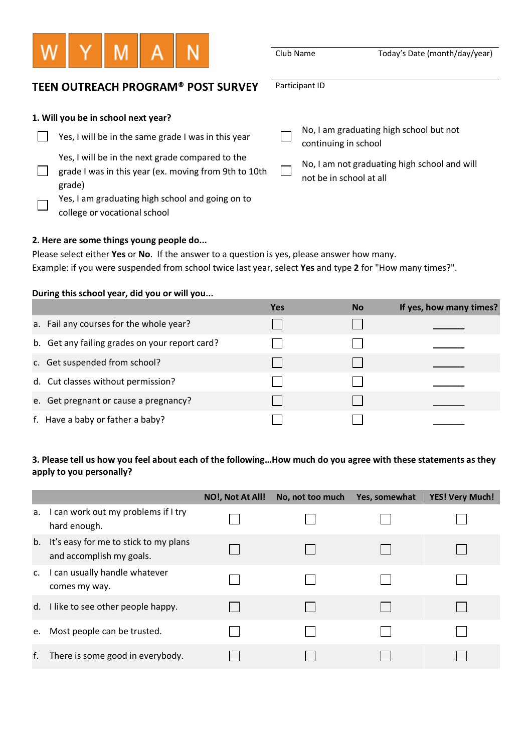WYMAN

Club Name | Today's Date (month/day/year)

## TEEN OUTREACH PROGRAM® POST SURVEY

Participant ID

**1. Will you be in school next year?**

- ☐ Yes, I will be in the same grade I was in this year
- ☐ Yes, I will be in the next grade compared to the grade I was in this year (ex. moving from 9th to 10th grade)
- ☐ Yes, I am graduating high school and going on to college or vocational school
- ☐ No, I am graduating high school but not continuing in school
- ☐ No, I am not graduating high school and will not be in school at all

**2. Here are some things young people do...**

Please select either **Yes** or **No**. If the answer to a question is yes, please answer how many.
Example: if you were suspended from school twice last year, select **Yes** and type **2** for "How many times?".

**During this school year, did you or will you...**

| | Yes | No | If yes, how many times? |
|---|---|---|---|
| a. Fail any courses for the whole year? | ☐ | ☐ | ______ |
| b. Get any failing grades on your report card? | ☐ | ☐ | ______ |
| c. Get suspended from school? | ☐ | ☐ | ______ |
| d. Cut classes without permission? | ☐ | ☐ | ______ |
| e. Get pregnant or cause a pregnancy? | ☐ | ☐ | ______ |
| f. Have a baby or father a baby? | ☐ | ☐ | ______ |

**3. Please tell us how you feel about each of the following…How much do you agree with these statements as they apply to you personally?**

| | NO!, Not At All! | No, not too much | Yes, somewhat | YES! Very Much! |
|---|---|---|---|---|
| a. I can work out my problems if I try hard enough. | ☐ | ☐ | ☐ | ☐ |
| b. It's easy for me to stick to my plans and accomplish my goals. | ☐ | ☐ | ☐ | ☐ |
| c. I can usually handle whatever comes my way. | ☐ | ☐ | ☐ | ☐ |
| d. I like to see other people happy. | ☐ | ☐ | ☐ | ☐ |
| e. Most people can be trusted. | ☐ | ☐ | ☐ | ☐ |
| f. There is some good in everybody. | ☐ | ☐ | ☐ | ☐ |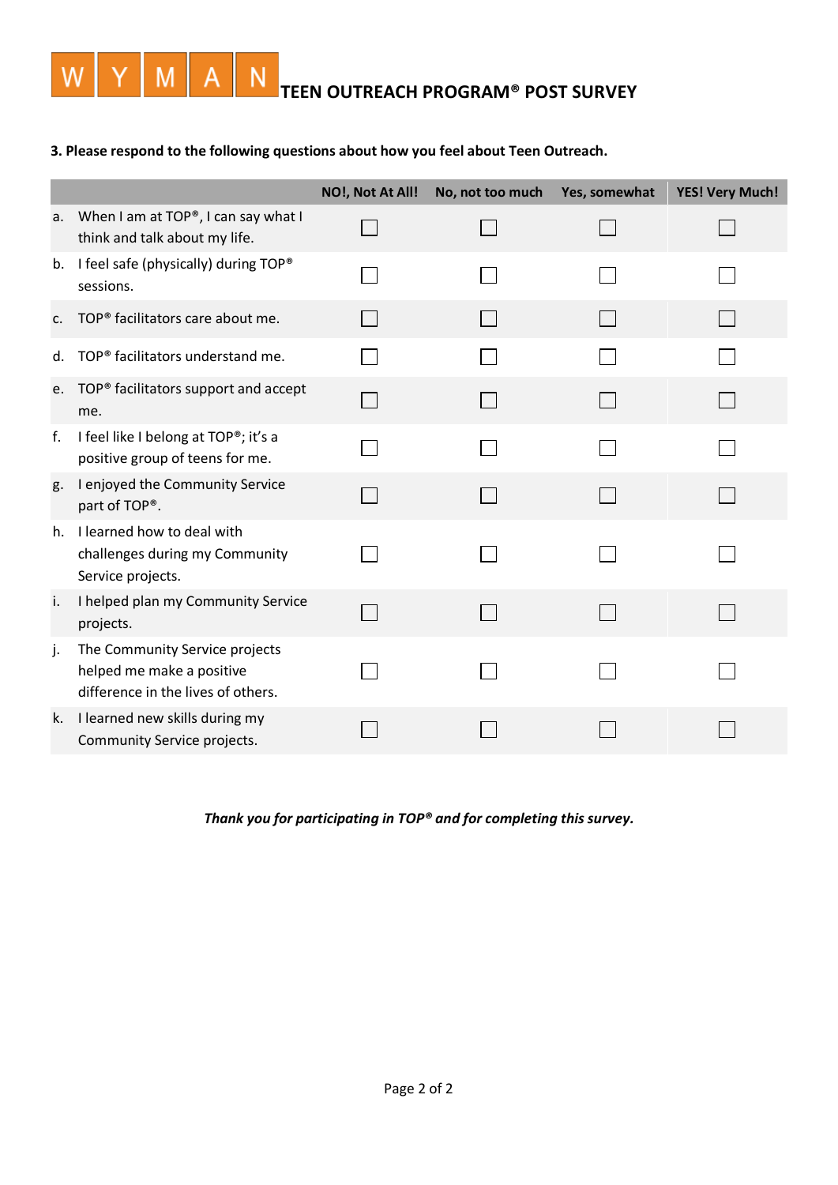W Y M A N **TEEN OUTREACH PROGRAM® POST SURVEY**

**3. Please respond to the following questions about how you feel about Teen Outreach.**

| | NO!, Not At All! | No, not too much | Yes, somewhat | YES! Very Much! |
|---|---|---|---|---|
| a. When I am at TOP®, I can say what I think and talk about my life. | ☐ | ☐ | ☐ | ☐ |
| b. I feel safe (physically) during TOP® sessions. | ☐ | ☐ | ☐ | ☐ |
| c. TOP® facilitators care about me. | ☐ | ☐ | ☐ | ☐ |
| d. TOP® facilitators understand me. | ☐ | ☐ | ☐ | ☐ |
| e. TOP® facilitators support and accept me. | ☐ | ☐ | ☐ | ☐ |
| f. I feel like I belong at TOP®; it's a positive group of teens for me. | ☐ | ☐ | ☐ | ☐ |
| g. I enjoyed the Community Service part of TOP®. | ☐ | ☐ | ☐ | ☐ |
| h. I learned how to deal with challenges during my Community Service projects. | ☐ | ☐ | ☐ | ☐ |
| i. I helped plan my Community Service projects. | ☐ | ☐ | ☐ | ☐ |
| j. The Community Service projects helped me make a positive difference in the lives of others. | ☐ | ☐ | ☐ | ☐ |
| k. I learned new skills during my Community Service projects. | ☐ | ☐ | ☐ | ☐ |

***Thank you for participating in TOP® and for completing this survey.***